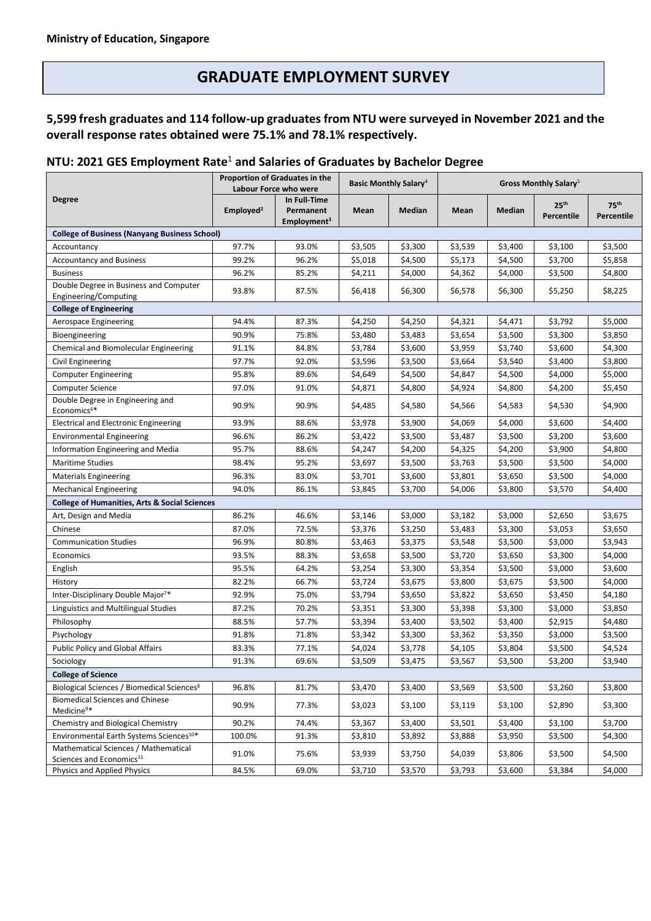**Ministry of Education, Singapore**

# GRADUATE EMPLOYMENT SURVEY

**5,599 fresh graduates and 114 follow-up graduates from NTU were surveyed in November 2021 and the overall response rates obtained were 75.1% and 78.1% respectively.**

## NTU: 2021 GES Employment Rate[1] and Salaries of Graduates by Bachelor Degree

| Degree | Proportion of Graduates in the Labour Force who were | | Basic Monthly Salary[4] | | Gross Monthly Salary[5] | | | |
|---|---|---|---|---|---|---|---|---|
| | Employed[2] | In Full-Time Permanent Employment[3] | Mean | Median | Mean | Median | 25th Percentile | 75th Percentile |
| **College of Business (Nanyang Business School)** | | | | | | | | |
| Accountancy | 97.7% | 93.0% | $3,505 | $3,300 | $3,539 | $3,400 | $3,100 | $3,500 |
| Accountancy and Business | 99.2% | 96.2% | $5,018 | $4,500 | $5,173 | $4,500 | $3,700 | $5,858 |
| Business | 96.2% | 85.2% | $4,211 | $4,000 | $4,362 | $4,000 | $3,500 | $4,800 |
| Double Degree in Business and Computer Engineering/Computing | 93.8% | 87.5% | $6,418 | $6,300 | $6,578 | $6,300 | $5,250 | $8,225 |
| **College of Engineering** | | | | | | | | |
| Aerospace Engineering | 94.4% | 87.3% | $4,250 | $4,250 | $4,321 | $4,471 | $3,792 | $5,000 |
| Bioengineering | 90.9% | 75.8% | $3,480 | $3,483 | $3,654 | $3,500 | $3,300 | $3,850 |
| Chemical and Biomolecular Engineering | 91.1% | 84.8% | $3,784 | $3,600 | $3,959 | $3,740 | $3,600 | $4,300 |
| Civil Engineering | 97.7% | 92.0% | $3,596 | $3,500 | $3,664 | $3,540 | $3,400 | $3,800 |
| Computer Engineering | 95.8% | 89.6% | $4,649 | $4,500 | $4,847 | $4,500 | $4,000 | $5,000 |
| Computer Science | 97.0% | 91.0% | $4,871 | $4,800 | $4,924 | $4,800 | $4,200 | $5,450 |
| Double Degree in Engineering and Economics[6]* | 90.9% | 90.9% | $4,485 | $4,580 | $4,566 | $4,583 | $4,530 | $4,900 |
| Electrical and Electronic Engineering | 93.9% | 88.6% | $3,978 | $3,900 | $4,069 | $4,000 | $3,600 | $4,400 |
| Environmental Engineering | 96.6% | 86.2% | $3,422 | $3,500 | $3,487 | $3,500 | $3,200 | $3,600 |
| Information Engineering and Media | 95.7% | 88.6% | $4,247 | $4,200 | $4,325 | $4,200 | $3,900 | $4,800 |
| Maritime Studies | 98.4% | 95.2% | $3,697 | $3,500 | $3,763 | $3,500 | $3,500 | $4,000 |
| Materials Engineering | 96.3% | 83.0% | $3,701 | $3,600 | $3,801 | $3,650 | $3,500 | $4,000 |
| Mechanical Engineering | 94.0% | 86.1% | $3,845 | $3,700 | $4,006 | $3,800 | $3,570 | $4,400 |
| **College of Humanities, Arts & Social Sciences** | | | | | | | | |
| Art, Design and Media | 86.2% | 46.6% | $3,146 | $3,000 | $3,182 | $3,000 | $2,650 | $3,675 |
| Chinese | 87.0% | 72.5% | $3,376 | $3,250 | $3,483 | $3,300 | $3,053 | $3,650 |
| Communication Studies | 96.9% | 80.8% | $3,463 | $3,375 | $3,548 | $3,500 | $3,000 | $3,943 |
| Economics | 93.5% | 88.3% | $3,658 | $3,500 | $3,720 | $3,650 | $3,300 | $4,000 |
| English | 95.5% | 64.2% | $3,254 | $3,300 | $3,354 | $3,500 | $3,000 | $3,600 |
| History | 82.2% | 66.7% | $3,724 | $3,675 | $3,800 | $3,675 | $3,500 | $4,000 |
| Inter-Disciplinary Double Major[7]* | 92.9% | 75.0% | $3,794 | $3,650 | $3,822 | $3,650 | $3,450 | $4,180 |
| Linguistics and Multilingual Studies | 87.2% | 70.2% | $3,351 | $3,300 | $3,398 | $3,300 | $3,000 | $3,850 |
| Philosophy | 88.5% | 57.7% | $3,394 | $3,400 | $3,502 | $3,400 | $2,915 | $4,480 |
| Psychology | 91.8% | 71.8% | $3,342 | $3,300 | $3,362 | $3,350 | $3,000 | $3,500 |
| Public Policy and Global Affairs | 83.3% | 77.1% | $4,024 | $3,778 | $4,105 | $3,804 | $3,500 | $4,524 |
| Sociology | 91.3% | 69.6% | $3,509 | $3,475 | $3,567 | $3,500 | $3,200 | $3,940 |
| **College of Science** | | | | | | | | |
| Biological Sciences / Biomedical Sciences[8] | 96.8% | 81.7% | $3,470 | $3,400 | $3,569 | $3,500 | $3,260 | $3,800 |
| Biomedical Sciences and Chinese Medicine[9]* | 90.9% | 77.3% | $3,023 | $3,100 | $3,119 | $3,100 | $2,890 | $3,300 |
| Chemistry and Biological Chemistry | 90.2% | 74.4% | $3,367 | $3,400 | $3,501 | $3,400 | $3,100 | $3,700 |
| Environmental Earth Systems Sciences[10]* | 100.0% | 91.3% | $3,810 | $3,892 | $3,888 | $3,950 | $3,500 | $4,300 |
| Mathematical Sciences / Mathematical Sciences and Economics[11] | 91.0% | 75.6% | $3,939 | $3,750 | $4,039 | $3,806 | $3,500 | $4,500 |
| Physics and Applied Physics | 84.5% | 69.0% | $3,710 | $3,570 | $3,793 | $3,600 | $3,384 | $4,000 |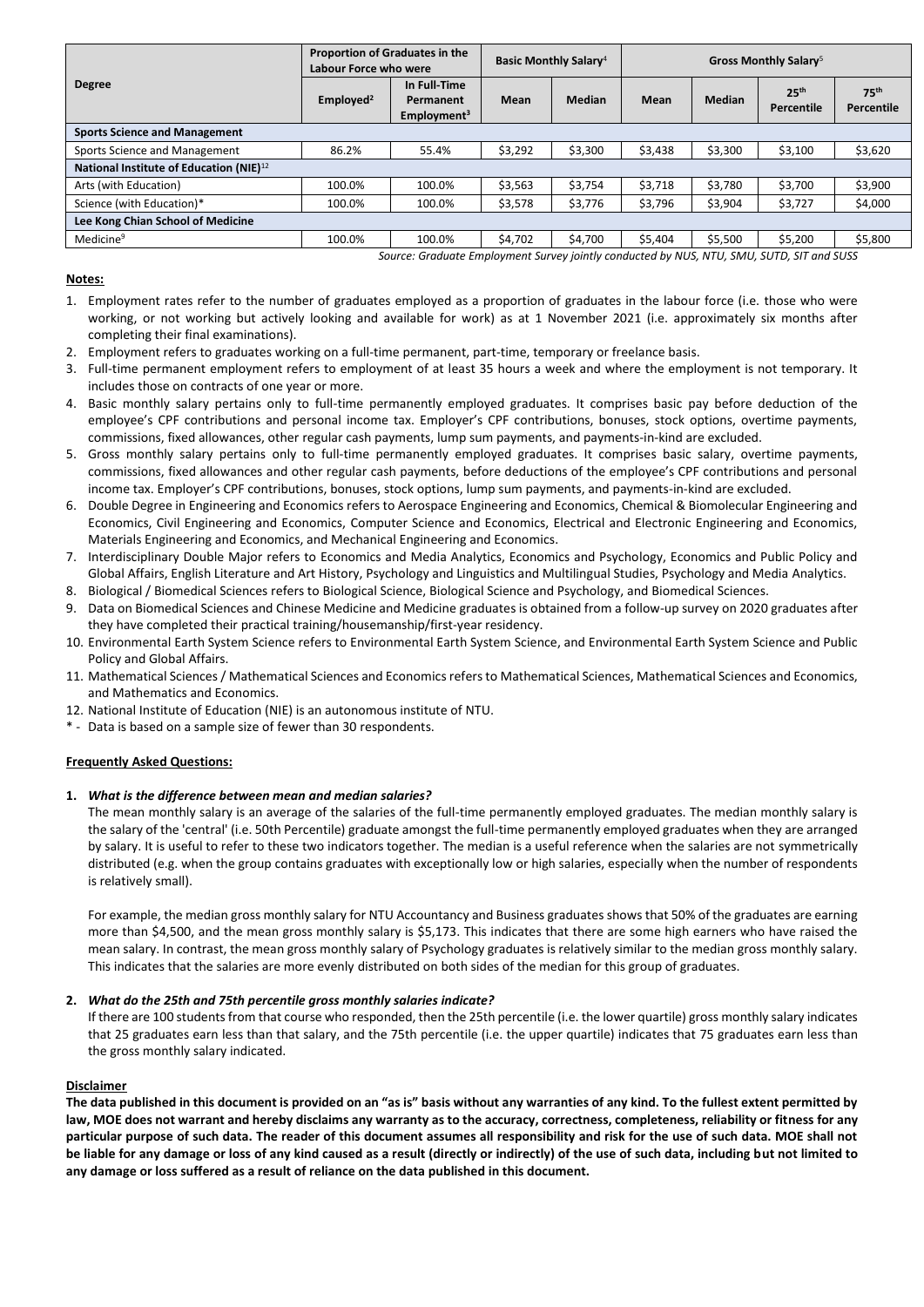| Degree | Proportion of Graduates in the Labour Force who were | | Basic Monthly Salary[4] | | Gross Monthly Salary[5] | | | |
|---|---|---|---|---|---|---|---|---|
| | Employed[2] | In Full-Time Permanent Employment[3] | Mean | Median | Mean | Median | 25th Percentile | 75th Percentile |
| **Sports Science and Management** | | | | | | | | |
| Sports Science and Management | 86.2% | 55.4% | $3,292 | $3,300 | $3,438 | $3,300 | $3,100 | $3,620 |
| **National Institute of Education (NIE)[12]** | | | | | | | | |
| Arts (with Education) | 100.0% | 100.0% | $3,563 | $3,754 | $3,718 | $3,780 | $3,700 | $3,900 |
| Science (with Education)* | 100.0% | 100.0% | $3,578 | $3,776 | $3,796 | $3,904 | $3,727 | $4,000 |
| **Lee Kong Chian School of Medicine** | | | | | | | | |
| Medicine[9] | 100.0% | 100.0% | $4,702 | $4,700 | $5,404 | $5,500 | $5,200 | $5,800 |

*Source: Graduate Employment Survey jointly conducted by NUS, NTU, SMU, SUTD, SIT and SUSS*

**Notes:**

1. Employment rates refer to the number of graduates employed as a proportion of graduates in the labour force (i.e. those who were working, or not working but actively looking and available for work) as at 1 November 2021 (i.e. approximately six months after completing their final examinations).
2. Employment refers to graduates working on a full-time permanent, part-time, temporary or freelance basis.
3. Full-time permanent employment refers to employment of at least 35 hours a week and where the employment is not temporary. It includes those on contracts of one year or more.
4. Basic monthly salary pertains only to full-time permanently employed graduates. It comprises basic pay before deduction of the employee's CPF contributions and personal income tax. Employer's CPF contributions, bonuses, stock options, overtime payments, commissions, fixed allowances, other regular cash payments, lump sum payments, and payments-in-kind are excluded.
5. Gross monthly salary pertains only to full-time permanently employed graduates. It comprises basic salary, overtime payments, commissions, fixed allowances and other regular cash payments, before deductions of the employee's CPF contributions and personal income tax. Employer's CPF contributions, bonuses, stock options, lump sum payments, and payments-in-kind are excluded.
6. Double Degree in Engineering and Economics refers to Aerospace Engineering and Economics, Chemical & Biomolecular Engineering and Economics, Civil Engineering and Economics, Computer Science and Economics, Electrical and Electronic Engineering and Economics, Materials Engineering and Economics, and Mechanical Engineering and Economics.
7. Interdisciplinary Double Major refers to Economics and Media Analytics, Economics and Psychology, Economics and Public Policy and Global Affairs, English Literature and Art History, Psychology and Linguistics and Multilingual Studies, Psychology and Media Analytics.
8. Biological / Biomedical Sciences refers to Biological Science, Biological Science and Psychology, and Biomedical Sciences.
9. Data on Biomedical Sciences and Chinese Medicine and Medicine graduates is obtained from a follow-up survey on 2020 graduates after they have completed their practical training/housemanship/first-year residency.
10. Environmental Earth System Science refers to Environmental Earth System Science, and Environmental Earth System Science and Public Policy and Global Affairs.
11. Mathematical Sciences / Mathematical Sciences and Economics refers to Mathematical Sciences, Mathematical Sciences and Economics, and Mathematics and Economics.
12. National Institute of Education (NIE) is an autonomous institute of NTU.

\* - Data is based on a sample size of fewer than 30 respondents.

**Frequently Asked Questions:**

**1.** ***What is the difference between mean and median salaries?***

The mean monthly salary is an average of the salaries of the full-time permanently employed graduates. The median monthly salary is the salary of the 'central' (i.e. 50th Percentile) graduate amongst the full-time permanently employed graduates when they are arranged by salary. It is useful to refer to these two indicators together. The median is a useful reference when the salaries are not symmetrically distributed (e.g. when the group contains graduates with exceptionally low or high salaries, especially when the number of respondents is relatively small).

For example, the median gross monthly salary for NTU Accountancy and Business graduates shows that 50% of the graduates are earning more than $4,500, and the mean gross monthly salary is $5,173. This indicates that there are some high earners who have raised the mean salary. In contrast, the mean gross monthly salary of Psychology graduates is relatively similar to the median gross monthly salary. This indicates that the salaries are more evenly distributed on both sides of the median for this group of graduates.

**2.** ***What do the 25th and 75th percentile gross monthly salaries indicate?***

If there are 100 students from that course who responded, then the 25th percentile (i.e. the lower quartile) gross monthly salary indicates that 25 graduates earn less than that salary, and the 75th percentile (i.e. the upper quartile) indicates that 75 graduates earn less than the gross monthly salary indicated.

**Disclaimer**

**The data published in this document is provided on an "as is" basis without any warranties of any kind. To the fullest extent permitted by law, MOE does not warrant and hereby disclaims any warranty as to the accuracy, correctness, completeness, reliability or fitness for any particular purpose of such data. The reader of this document assumes all responsibility and risk for the use of such data. MOE shall not be liable for any damage or loss of any kind caused as a result (directly or indirectly) of the use of such data, including but not limited to any damage or loss suffered as a result of reliance on the data published in this document.**